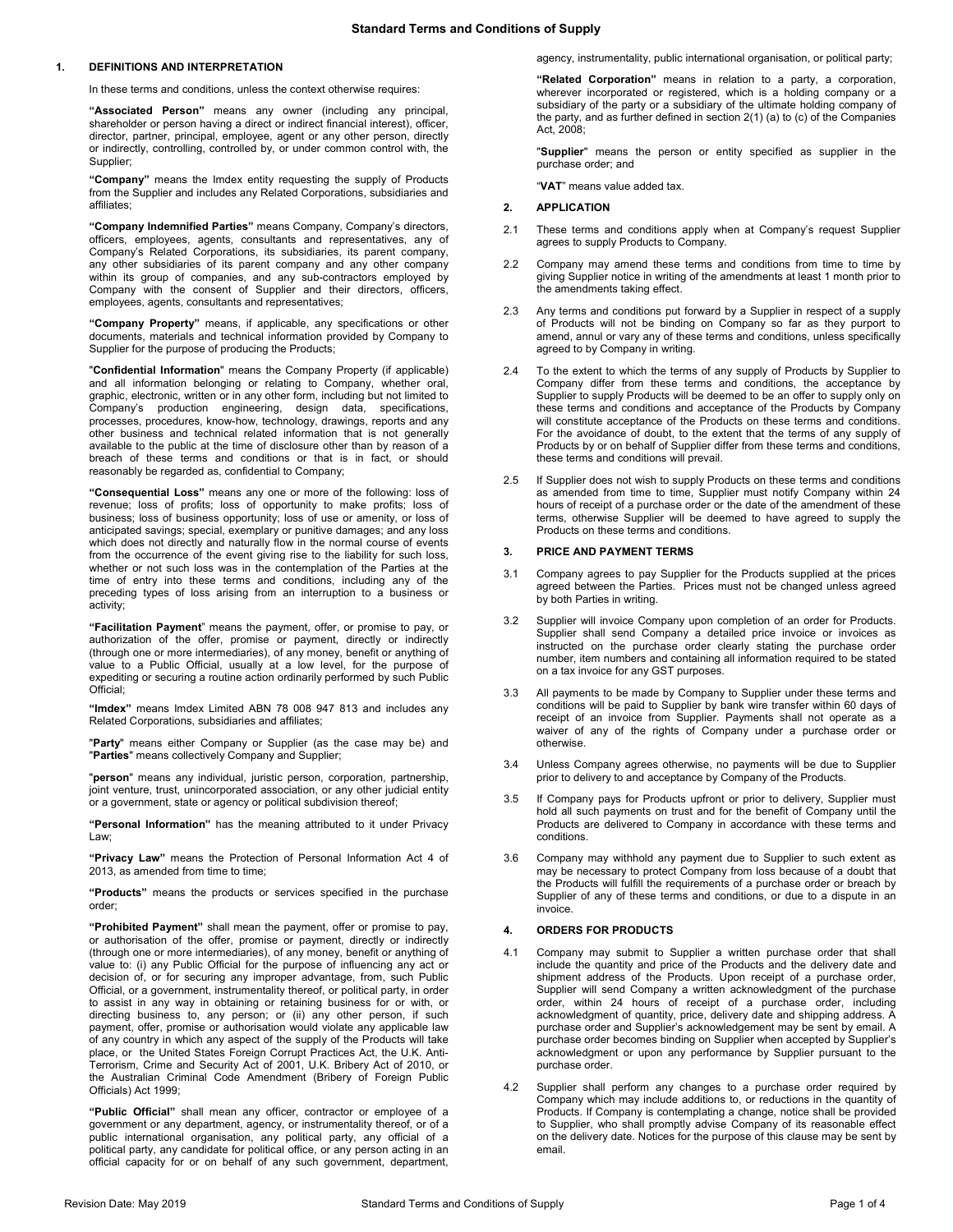# Standard Terms and Conditions of Supply

## 1. DEFINITIONS AND INTERPRETATION

In these terms and conditions, unless the context otherwise requires:

**"Associated Person"** means any owner (including any principal, shareholder or person having a direct or indirect financial interest), officer, director, partner, principal, employee, agent or any other person, directly or indirectly, controlling, controlled by, or under common control with, the Supplier;

**"Company"** means the Imdex entity requesting the supply of Products from the Supplier and includes any Related Corporations, subsidiaries and affiliates;

**"Company Indemnified Parties"** means Company, Company's directors, officers, employees, agents, consultants and representatives, any of Company's Related Corporations, its subsidiaries, its parent company, any other subsidiaries of its parent company and any other company within its group of companies, and any sub-contractors employed by Company with the consent of Supplier and their directors, officers, employees, agents, consultants and representatives;

**"Company Property"** means, if applicable, any specifications or other documents, materials and technical information provided by Company to Supplier for the purpose of producing the Products;

"**Confidential Information**" means the Company Property (if applicable) and all information belonging or relating to Company, whether oral, graphic, electronic, written or in any other form, including but not limited to Company's production engineering, design data, specifications, processes, procedures, know-how, technology, drawings, reports and any other business and technical related information that is not generally available to the public at the time of disclosure other than by reason of a breach of these terms and conditions or that is in fact, or should reasonably be regarded as, confidential to Company;

**"Consequential Loss"** means any one or more of the following: loss of revenue; loss of profits; loss of opportunity to make profits; loss of business; loss of business opportunity; loss of use or amenity, or loss of anticipated savings; special, exemplary or punitive damages; and any loss which does not directly and naturally flow in the normal course of events from the occurrence of the event giving rise to the liability for such loss, whether or not such loss was in the contemplation of the Parties at the time of entry into these terms and conditions, including any of the preceding types of loss arising from an interruption to a business or activity;

**"Facilitation Payment**" means the payment, offer, or promise to pay, or authorization of the offer, promise or payment, directly or indirectly (through one or more intermediaries), of any money, benefit or anything of value to a Public Official, usually at a low level, for the purpose of expediting or securing a routine action ordinarily performed by such Public Official;

**"Imdex"** means Imdex Limited ABN 78 008 947 813 and includes any Related Corporations, subsidiaries and affiliates;

"**Party**" means either Company or Supplier (as the case may be) and "**Parties**" means collectively Company and Supplier;

"**person**" means any individual, juristic person, corporation, partnership, joint venture, trust, unincorporated association, or any other judicial entity or a government, state or agency or political subdivision thereof;

**"Personal Information"** has the meaning attributed to it under Privacy Law;

**"Privacy Law"** means the Protection of Personal Information Act 4 of 2013, as amended from time to time;

**"Products"** means the products or services specified in the purchase order;

**"Prohibited Payment"** shall mean the payment, offer or promise to pay, or authorisation of the offer, promise or payment, directly or indirectly (through one or more intermediaries), of any money, benefit or anything of value to: (i) any Public Official for the purpose of influencing any act or decision of, or for securing any improper advantage, from, such Public Official, or a government, instrumentality thereof, or political party, in order to assist in any way in obtaining or retaining business for or with, or directing business to, any person; or (ii) any other person, if such payment, offer, promise or authorisation would violate any applicable law of any country in which any aspect of the supply of the Products will take place, or the United States Foreign Corrupt Practices Act, the U.K. Anti-Terrorism, Crime and Security Act of 2001, U.K. Bribery Act of 2010, or the Australian Criminal Code Amendment (Bribery of Foreign Public Officials) Act 1999;

**"Public Official"** shall mean any officer, contractor or employee of a government or any department, agency, or instrumentality thereof, or of a public international organisation, any political party, any official of a political party, any candidate for political office, or any person acting in an official capacity for or on behalf of any such government, department, agency, instrumentality, public international organisation, or political party;

**"Related Corporation"** means in relation to a party, a corporation, wherever incorporated or registered, which is a holding company or a subsidiary of the party or a subsidiary of the ultimate holding company of the party, and as further defined in section 2(1) (a) to (c) of the Companies Act, 2008;

"**Supplier**" means the person or entity specified as supplier in the purchase order; and

"**VAT**" means value added tax.

## 2. APPLICATION

2.1 These terms and conditions apply when at Company's request Supplier agrees to supply Products to Company.

2.2 Company may amend these terms and conditions from time to time by giving Supplier notice in writing of the amendments at least 1 month prior to the amendments taking effect.

2.3 Any terms and conditions put forward by a Supplier in respect of a supply of Products will not be binding on Company so far as they purport to amend, annul or vary any of these terms and conditions, unless specifically agreed to by Company in writing.

2.4 To the extent to which the terms of any supply of Products by Supplier to Company differ from these terms and conditions, the acceptance by Supplier to supply Products will be deemed to be an offer to supply only on these terms and conditions and acceptance of the Products by Company will constitute acceptance of the Products on these terms and conditions. For the avoidance of doubt, to the extent that the terms of any supply of Products by or on behalf of Supplier differ from these terms and conditions, these terms and conditions will prevail.

2.5 If Supplier does not wish to supply Products on these terms and conditions as amended from time to time, Supplier must notify Company within 24 hours of receipt of a purchase order or the date of the amendment of these terms, otherwise Supplier will be deemed to have agreed to supply the Products on these terms and conditions.

## 3. PRICE AND PAYMENT TERMS

3.1 Company agrees to pay Supplier for the Products supplied at the prices agreed between the Parties. Prices must not be changed unless agreed by both Parties in writing.

3.2 Supplier will invoice Company upon completion of an order for Products. Supplier shall send Company a detailed price invoice or invoices as instructed on the purchase order clearly stating the purchase order number, item numbers and containing all information required to be stated on a tax invoice for any GST purposes.

3.3 All payments to be made by Company to Supplier under these terms and conditions will be paid to Supplier by bank wire transfer within 60 days of receipt of an invoice from Supplier. Payments shall not operate as a waiver of any of the rights of Company under a purchase order or otherwise.

3.4 Unless Company agrees otherwise, no payments will be due to Supplier prior to delivery to and acceptance by Company of the Products.

3.5 If Company pays for Products upfront or prior to delivery, Supplier must hold all such payments on trust and for the benefit of Company until the Products are delivered to Company in accordance with these terms and conditions.

3.6 Company may withhold any payment due to Supplier to such extent as may be necessary to protect Company from loss because of a doubt that the Products will fulfill the requirements of a purchase order or breach by Supplier of any of these terms and conditions, or due to a dispute in an invoice.

## 4. ORDERS FOR PRODUCTS

4.1 Company may submit to Supplier a written purchase order that shall include the quantity and price of the Products and the delivery date and shipment address of the Products. Upon receipt of a purchase order, Supplier will send Company a written acknowledgment of the purchase order, within 24 hours of receipt of a purchase order, including acknowledgment of quantity, price, delivery date and shipping address. A purchase order and Supplier's acknowledgement may be sent by email. A purchase order becomes binding on Supplier when accepted by Supplier's acknowledgment or upon any performance by Supplier pursuant to the purchase order.

4.2 Supplier shall perform any changes to a purchase order required by Company which may include additions to, or reductions in the quantity of Products. If Company is contemplating a change, notice shall be provided to Supplier, who shall promptly advise Company of its reasonable effect on the delivery date. Notices for the purpose of this clause may be sent by email.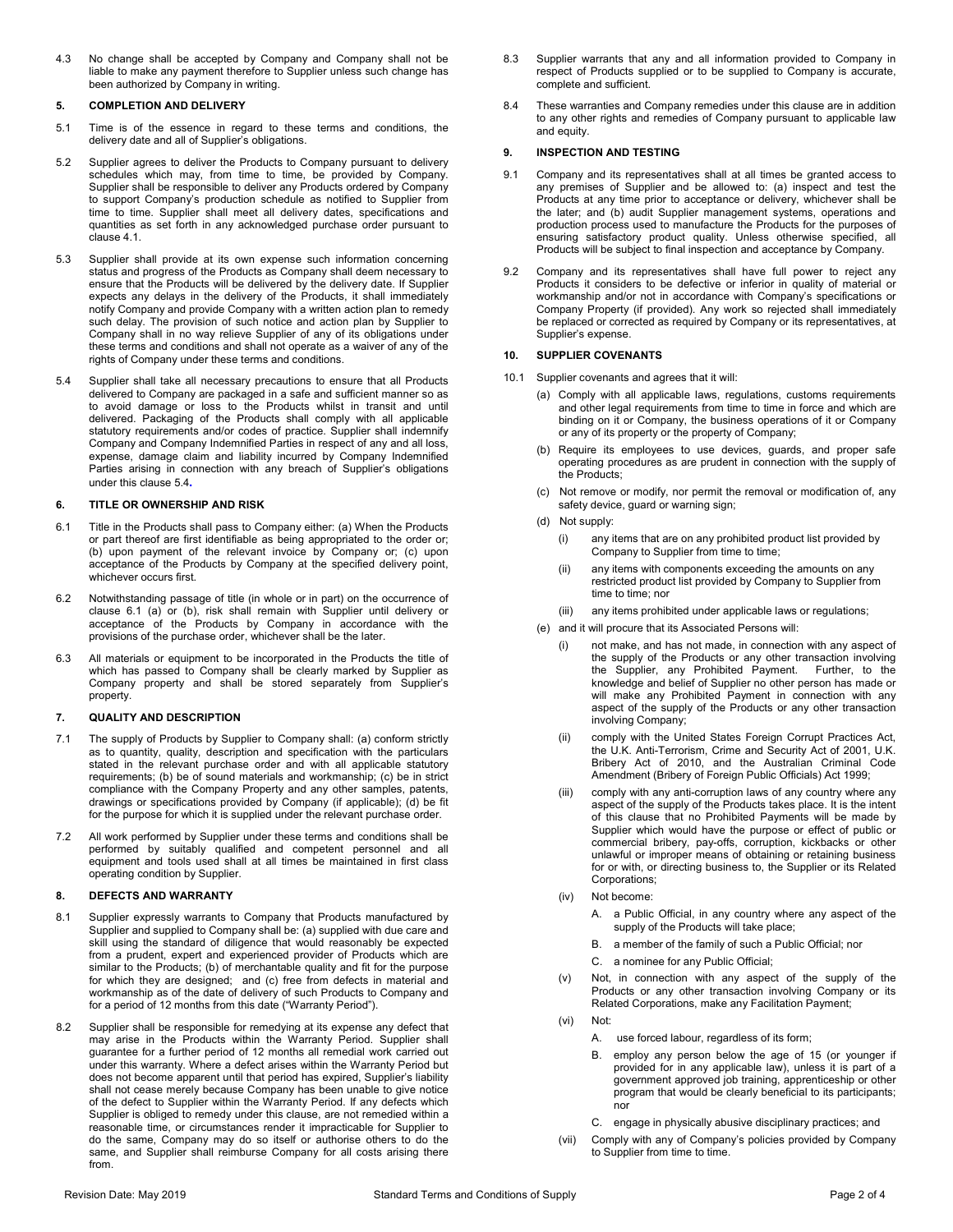4.3 No change shall be accepted by Company and Company shall not be liable to make any payment therefore to Supplier unless such change has been authorized by Company in writing.

## 5. COMPLETION AND DELIVERY

5.1 Time is of the essence in regard to these terms and conditions, the delivery date and all of Supplier's obligations.

5.2 Supplier agrees to deliver the Products to Company pursuant to delivery schedules which may, from time to time, be provided by Company. Supplier shall be responsible to deliver any Products ordered by Company to support Company's production schedule as notified to Supplier from time to time. Supplier shall meet all delivery dates, specifications and quantities as set forth in any acknowledged purchase order pursuant to clause 4.1.

5.3 Supplier shall provide at its own expense such information concerning status and progress of the Products as Company shall deem necessary to ensure that the Products will be delivered by the delivery date. If Supplier expects any delays in the delivery of the Products, it shall immediately notify Company and provide Company with a written action plan to remedy such delay. The provision of such notice and action plan by Supplier to Company shall in no way relieve Supplier of any of its obligations under these terms and conditions and shall not operate as a waiver of any of the rights of Company under these terms and conditions.

5.4 Supplier shall take all necessary precautions to ensure that all Products delivered to Company are packaged in a safe and sufficient manner so as to avoid damage or loss to the Products whilst in transit and until delivered. Packaging of the Products shall comply with all applicable statutory requirements and/or codes of practice. Supplier shall indemnify Company and Company Indemnified Parties in respect of any and all loss, expense, damage claim and liability incurred by Company Indemnified Parties arising in connection with any breach of Supplier's obligations under this clause 5.4.

## 6. TITLE OR OWNERSHIP AND RISK

6.1 Title in the Products shall pass to Company either: (a) When the Products or part thereof are first identifiable as being appropriated to the order or; (b) upon payment of the relevant invoice by Company or; (c) upon acceptance of the Products by Company at the specified delivery point, whichever occurs first.

6.2 Notwithstanding passage of title (in whole or in part) on the occurrence of clause 6.1 (a) or (b), risk shall remain with Supplier until delivery or acceptance of the Products by Company in accordance with the provisions of the purchase order, whichever shall be the later.

6.3 All materials or equipment to be incorporated in the Products the title of which has passed to Company shall be clearly marked by Supplier as Company property and shall be stored separately from Supplier's property.

## 7. QUALITY AND DESCRIPTION

7.1 The supply of Products by Supplier to Company shall: (a) conform strictly as to quantity, quality, description and specification with the particulars stated in the relevant purchase order and with all applicable statutory requirements; (b) be of sound materials and workmanship; (c) be in strict compliance with the Company Property and any other samples, patents, drawings or specifications provided by Company (if applicable); (d) be fit for the purpose for which it is supplied under the relevant purchase order.

7.2 All work performed by Supplier under these terms and conditions shall be performed by suitably qualified and competent personnel and all equipment and tools used shall at all times be maintained in first class operating condition by Supplier.

## 8. DEFECTS AND WARRANTY

8.1 Supplier expressly warrants to Company that Products manufactured by Supplier and supplied to Company shall be: (a) supplied with due care and skill using the standard of diligence that would reasonably be expected from a prudent, expert and experienced provider of Products which are similar to the Products; (b) of merchantable quality and fit for the purpose for which they are designed; and (c) free from defects in material and workmanship as of the date of delivery of such Products to Company and for a period of 12 months from this date ("Warranty Period").

8.2 Supplier shall be responsible for remedying at its expense any defect that may arise in the Products within the Warranty Period. Supplier shall guarantee for a further period of 12 months all remedial work carried out under this warranty. Where a defect arises within the Warranty Period but does not become apparent until that period has expired, Supplier's liability shall not cease merely because Company has been unable to give notice of the defect to Supplier within the Warranty Period. If any defects which Supplier is obliged to remedy under this clause, are not remedied within a reasonable time, or circumstances render it impracticable for Supplier to do the same, Company may do so itself or authorise others to do the same, and Supplier shall reimburse Company for all costs arising there from.

8.3 Supplier warrants that any and all information provided to Company in respect of Products supplied or to be supplied to Company is accurate, complete and sufficient.

8.4 These warranties and Company remedies under this clause are in addition to any other rights and remedies of Company pursuant to applicable law and equity.

## 9. INSPECTION AND TESTING

9.1 Company and its representatives shall at all times be granted access to any premises of Supplier and be allowed to: (a) inspect and test the Products at any time prior to acceptance or delivery, whichever shall be the later; and (b) audit Supplier management systems, operations and production process used to manufacture the Products for the purposes of ensuring satisfactory product quality. Unless otherwise specified, all Products will be subject to final inspection and acceptance by Company.

9.2 Company and its representatives shall have full power to reject any Products it considers to be defective or inferior in quality of material or workmanship and/or not in accordance with Company's specifications or Company Property (if provided). Any work so rejected shall immediately be replaced or corrected as required by Company or its representatives, at Supplier's expense.

## 10. SUPPLIER COVENANTS

10.1 Supplier covenants and agrees that it will:

(a) Comply with all applicable laws, regulations, customs requirements and other legal requirements from time to time in force and which are binding on it or Company, the business operations of it or Company or any of its property or the property of Company;

(b) Require its employees to use devices, guards, and proper safe operating procedures as are prudent in connection with the supply of the Products;

(c) Not remove or modify, nor permit the removal or modification of, any safety device, guard or warning sign;

(d) Not supply:

- (i) any items that are on any prohibited product list provided by Company to Supplier from time to time;
- (ii) any items with components exceeding the amounts on any restricted product list provided by Company to Supplier from time to time; nor
- (iii) any items prohibited under applicable laws or regulations;

(e) and it will procure that its Associated Persons will:

- (i) not make, and has not made, in connection with any aspect of the supply of the Products or any other transaction involving the Supplier, any Prohibited Payment. Further, to the knowledge and belief of Supplier no other person has made or will make any Prohibited Payment in connection with any aspect of the supply of the Products or any other transaction involving Company;
- (ii) comply with the United States Foreign Corrupt Practices Act, the U.K. Anti-Terrorism, Crime and Security Act of 2001, U.K. Bribery Act of 2010, and the Australian Criminal Code Amendment (Bribery of Foreign Public Officials) Act 1999;
- (iii) comply with any anti-corruption laws of any country where any aspect of the supply of the Products takes place. It is the intent of this clause that no Prohibited Payments will be made by Supplier which would have the purpose or effect of public or commercial bribery, pay-offs, corruption, kickbacks or other unlawful or improper means of obtaining or retaining business for or with, or directing business to, the Supplier or its Related Corporations;
- (iv) Not become:
  - A. a Public Official, in any country where any aspect of the supply of the Products will take place;
  - B. a member of the family of such a Public Official; nor
  - C. a nominee for any Public Official;
- (v) Not, in connection with any aspect of the supply of the Products or any other transaction involving Company or its Related Corporations, make any Facilitation Payment;
- (vi) Not:
  - A. use forced labour, regardless of its form;
  - B. employ any person below the age of 15 (or younger if provided for in any applicable law), unless it is part of a government approved job training, apprenticeship or other program that would be clearly beneficial to its participants; nor
  - C. engage in physically abusive disciplinary practices; and
- (vii) Comply with any of Company's policies provided by Company to Supplier from time to time.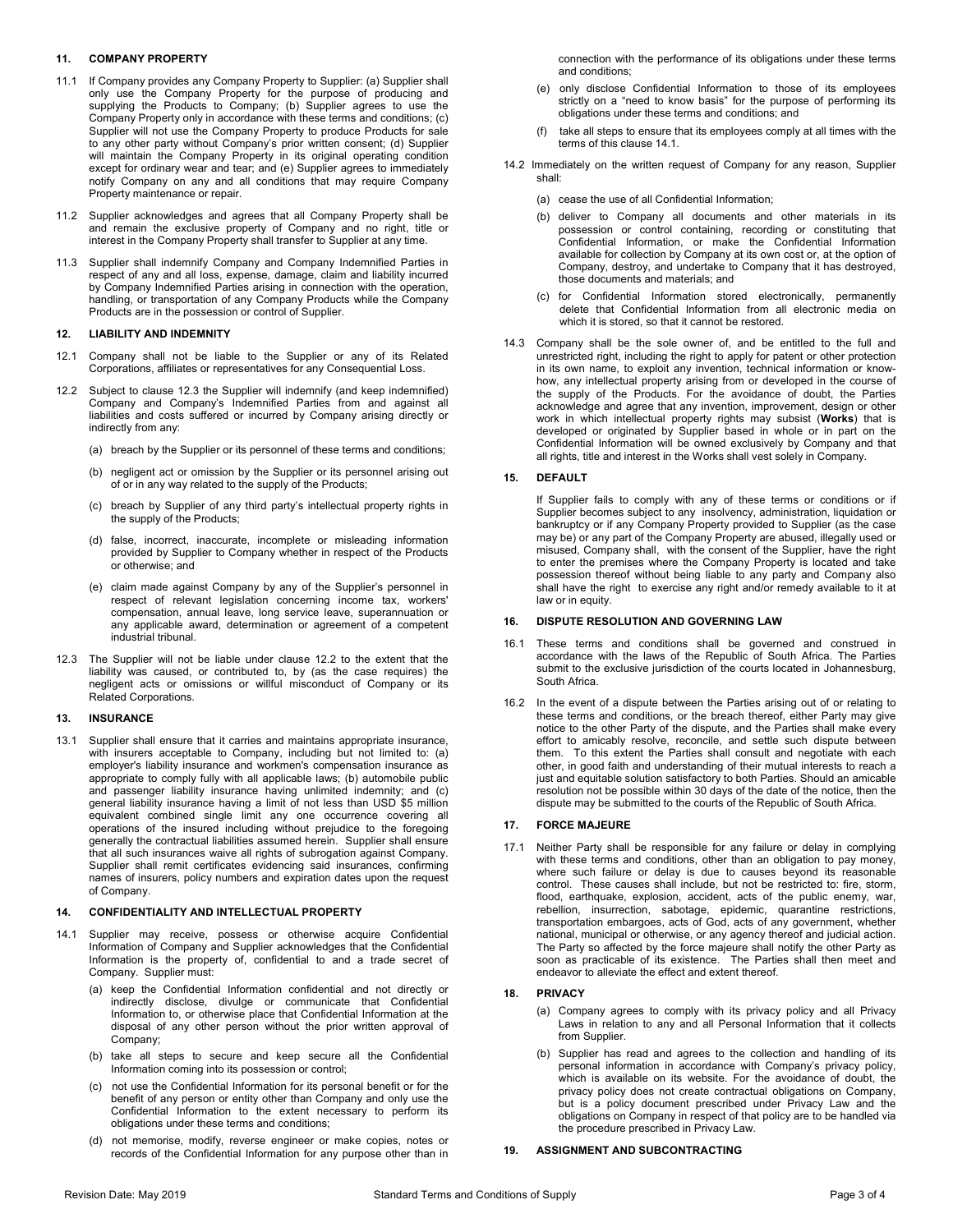## 11. COMPANY PROPERTY

11.1 If Company provides any Company Property to Supplier: (a) Supplier shall only use the Company Property for the purpose of producing and supplying the Products to Company; (b) Supplier agrees to use the Company Property only in accordance with these terms and conditions; (c) Supplier will not use the Company Property to produce Products for sale to any other party without Company's prior written consent; (d) Supplier will maintain the Company Property in its original operating condition except for ordinary wear and tear; and (e) Supplier agrees to immediately notify Company on any and all conditions that may require Company Property maintenance or repair.

11.2 Supplier acknowledges and agrees that all Company Property shall be and remain the exclusive property of Company and no right, title or interest in the Company Property shall transfer to Supplier at any time.

11.3 Supplier shall indemnify Company and Company Indemnified Parties in respect of any and all loss, expense, damage, claim and liability incurred by Company Indemnified Parties arising in connection with the operation, handling, or transportation of any Company Products while the Company Products are in the possession or control of Supplier.

## 12. LIABILITY AND INDEMNITY

12.1 Company shall not be liable to the Supplier or any of its Related Corporations, affiliates or representatives for any Consequential Loss.

12.2 Subject to clause 12.3 the Supplier will indemnify (and keep indemnified) Company and Company's Indemnified Parties from and against all liabilities and costs suffered or incurred by Company arising directly or indirectly from any:

(a) breach by the Supplier or its personnel of these terms and conditions;

(b) negligent act or omission by the Supplier or its personnel arising out of or in any way related to the supply of the Products;

(c) breach by Supplier of any third party's intellectual property rights in the supply of the Products;

(d) false, incorrect, inaccurate, incomplete or misleading information provided by Supplier to Company whether in respect of the Products or otherwise; and

(e) claim made against Company by any of the Supplier's personnel in respect of relevant legislation concerning income tax, workers' compensation, annual leave, long service leave, superannuation or any applicable award, determination or agreement of a competent industrial tribunal.

12.3 The Supplier will not be liable under clause 12.2 to the extent that the liability was caused, or contributed to, by (as the case requires) the negligent acts or omissions or willful misconduct of Company or its Related Corporations.

## 13. INSURANCE

13.1 Supplier shall ensure that it carries and maintains appropriate insurance, with insurers acceptable to Company, including but not limited to: (a) employer's liability insurance and workmen's compensation insurance as appropriate to comply fully with all applicable laws; (b) automobile public and passenger liability insurance having unlimited indemnity; and (c) general liability insurance having a limit of not less than USD $5 million equivalent combined single limit any one occurrence covering all operations of the insured including without prejudice to the foregoing generally the contractual liabilities assumed herein. Supplier shall ensure that all such insurances waive all rights of subrogation against Company. Supplier shall remit certificates evidencing said insurances, confirming names of insurers, policy numbers and expiration dates upon the request of Company.

## 14. CONFIDENTIALITY AND INTELLECTUAL PROPERTY

14.1 Supplier may receive, possess or otherwise acquire Confidential Information of Company and Supplier acknowledges that the Confidential Information is the property of, confidential to and a trade secret of Company. Supplier must:

(a) keep the Confidential Information confidential and not directly or indirectly disclose, divulge or communicate that Confidential Information to, or otherwise place that Confidential Information at the disposal of any other person without the prior written approval of Company;

(b) take all steps to secure and keep secure all the Confidential Information coming into its possession or control;

(c) not use the Confidential Information for its personal benefit or for the benefit of any person or entity other than Company and only use the Confidential Information to the extent necessary to perform its obligations under these terms and conditions;

(d) not memorise, modify, reverse engineer or make copies, notes or records of the Confidential Information for any purpose other than in connection with the performance of its obligations under these terms and conditions;

(e) only disclose Confidential Information to those of its employees strictly on a "need to know basis" for the purpose of performing its obligations under these terms and conditions; and

(f) take all steps to ensure that its employees comply at all times with the terms of this clause 14.1.

14.2 Immediately on the written request of Company for any reason, Supplier shall:

(a) cease the use of all Confidential Information;

(b) deliver to Company all documents and other materials in its possession or control containing, recording or constituting that Confidential Information, or make the Confidential Information available for collection by Company at its own cost or, at the option of Company, destroy, and undertake to Company that it has destroyed, those documents and materials; and

(c) for Confidential Information stored electronically, permanently delete that Confidential Information from all electronic media on which it is stored, so that it cannot be restored.

14.3 Company shall be the sole owner of, and be entitled to the full and unrestricted right, including the right to apply for patent or other protection in its own name, to exploit any invention, technical information or know-how, any intellectual property arising from or developed in the course of the supply of the Products. For the avoidance of doubt, the Parties acknowledge and agree that any invention, improvement, design or other work in which intellectual property rights may subsist (**Works**) that is developed or originated by Supplier based in whole or in part on the Confidential Information will be owned exclusively by Company and that all rights, title and interest in the Works shall vest solely in Company.

## 15. DEFAULT

If Supplier fails to comply with any of these terms or conditions or if Supplier becomes subject to any insolvency, administration, liquidation or bankruptcy or if any Company Property provided to Supplier (as the case may be) or any part of the Company Property are abused, illegally used or misused, Company shall, with the consent of the Supplier, have the right to enter the premises where the Company Property is located and take possession thereof without being liable to any party and Company also shall have the right to exercise any right and/or remedy available to it at law or in equity.

## 16. DISPUTE RESOLUTION AND GOVERNING LAW

16.1 These terms and conditions shall be governed and construed in accordance with the laws of the Republic of South Africa. The Parties submit to the exclusive jurisdiction of the courts located in Johannesburg, South Africa.

16.2 In the event of a dispute between the Parties arising out of or relating to these terms and conditions, or the breach thereof, either Party may give notice to the other Party of the dispute, and the Parties shall make every effort to amicably resolve, reconcile, and settle such dispute between them. To this extent the Parties shall consult and negotiate with each other, in good faith and understanding of their mutual interests to reach a just and equitable solution satisfactory to both Parties. Should an amicable resolution not be possible within 30 days of the date of the notice, then the dispute may be submitted to the courts of the Republic of South Africa.

## 17. FORCE MAJEURE

17.1 Neither Party shall be responsible for any failure or delay in complying with these terms and conditions, other than an obligation to pay money, where such failure or delay is due to causes beyond its reasonable control. These causes shall include, but not be restricted to: fire, storm, flood, earthquake, explosion, accident, acts of the public enemy, war, rebellion, insurrection, sabotage, epidemic, quarantine restrictions, transportation embargoes, acts of God, acts of any government, whether national, municipal or otherwise, or any agency thereof and judicial action. The Party so affected by the force majeure shall notify the other Party as soon as practicable of its existence. The Parties shall then meet and endeavor to alleviate the effect and extent thereof.

## 18. PRIVACY

(a) Company agrees to comply with its privacy policy and all Privacy Laws in relation to any and all Personal Information that it collects from Supplier.

(b) Supplier has read and agrees to the collection and handling of its personal information in accordance with Company's privacy policy, which is available on its website. For the avoidance of doubt, the privacy policy does not create contractual obligations on Company, but is a policy document prescribed under Privacy Law and the obligations on Company in respect of that policy are to be handled via the procedure prescribed in Privacy Law.

## 19. ASSIGNMENT AND SUBCONTRACTING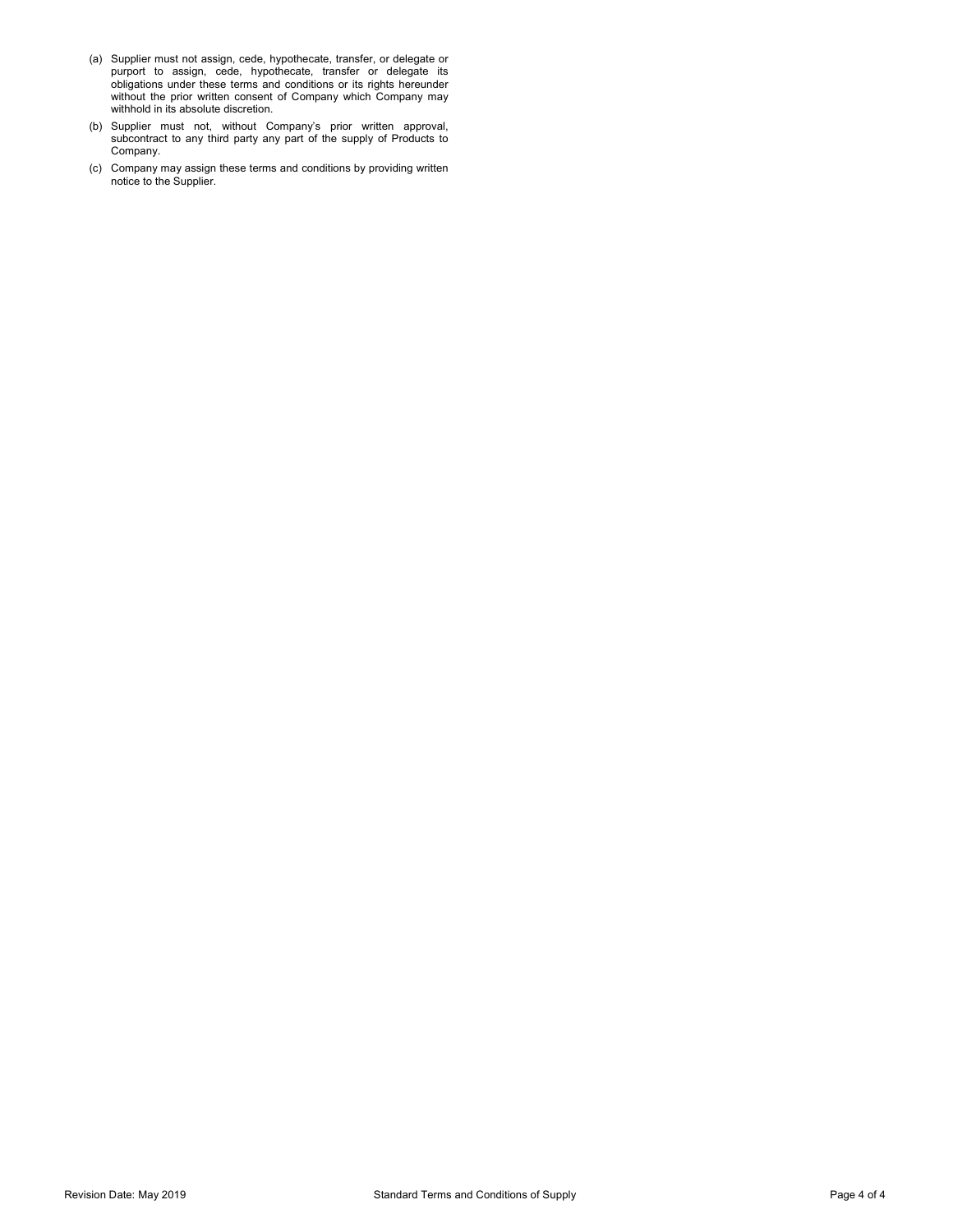(a) Supplier must not assign, cede, hypothecate, transfer, or delegate or purport to assign, cede, hypothecate, transfer or delegate its obligations under these terms and conditions or its rights hereunder without the prior written consent of Company which Company may withhold in its absolute discretion.

(b) Supplier must not, without Company's prior written approval, subcontract to any third party any part of the supply of Products to Company.

(c) Company may assign these terms and conditions by providing written notice to the Supplier.